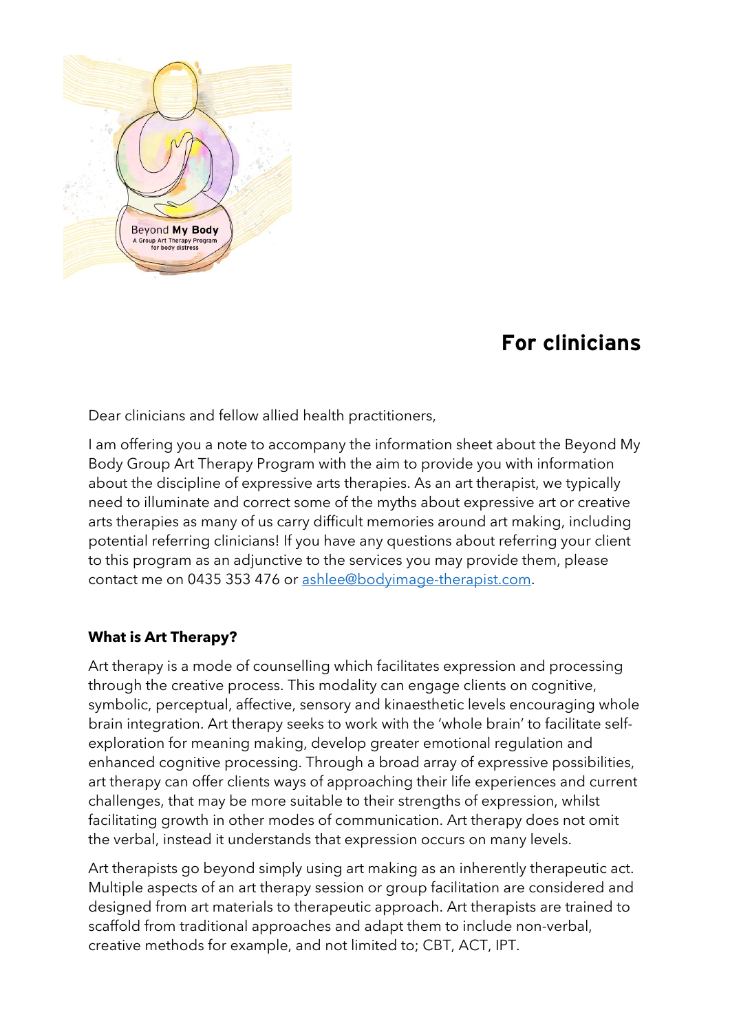# For clinicians

Dear clinicians and fellow allied health practitioners,

I am offering you a note to accompany the information sheet about the Beyond My Body Group Art Therapy Program with the aim to provide you with information about the discipline of expressive arts therapies. As an art therapist, we typically need to illuminate and correct some of the myths about expressive art or creative arts therapies as many of us carry difficult memories around art making, including potential referring clinicians! If you have any questions about referring your client to this program as an adjunctive to the services you may provide them, please contact me on 0435 353 476 or [ashlee@bodyimage-therapist.com](mailto:ashlee@bodyimage-therapist.com).

**What is Art Therapy?**

Art therapy is a mode of counselling which facilitates expression and processing through the creative process. This modality can engage clients on cognitive, symbolic, perceptual, affective, sensory and kinaesthetic levels encouraging whole brain integration. Art therapy seeks to work with the 'whole brain' to facilitate self-exploration for meaning making, develop greater emotional regulation and enhanced cognitive processing. Through a broad array of expressive possibilities, art therapy can offer clients ways of approaching their life experiences and current challenges, that may be more suitable to their strengths of expression, whilst facilitating growth in other modes of communication. Art therapy does not omit the verbal, instead it understands that expression occurs on many levels.

Art therapists go beyond simply using art making as an inherently therapeutic act. Multiple aspects of an art therapy session or group facilitation are considered and designed from art materials to therapeutic approach. Art therapists are trained to scaffold from traditional approaches and adapt them to include non-verbal, creative methods for example, and not limited to; CBT, ACT, IPT.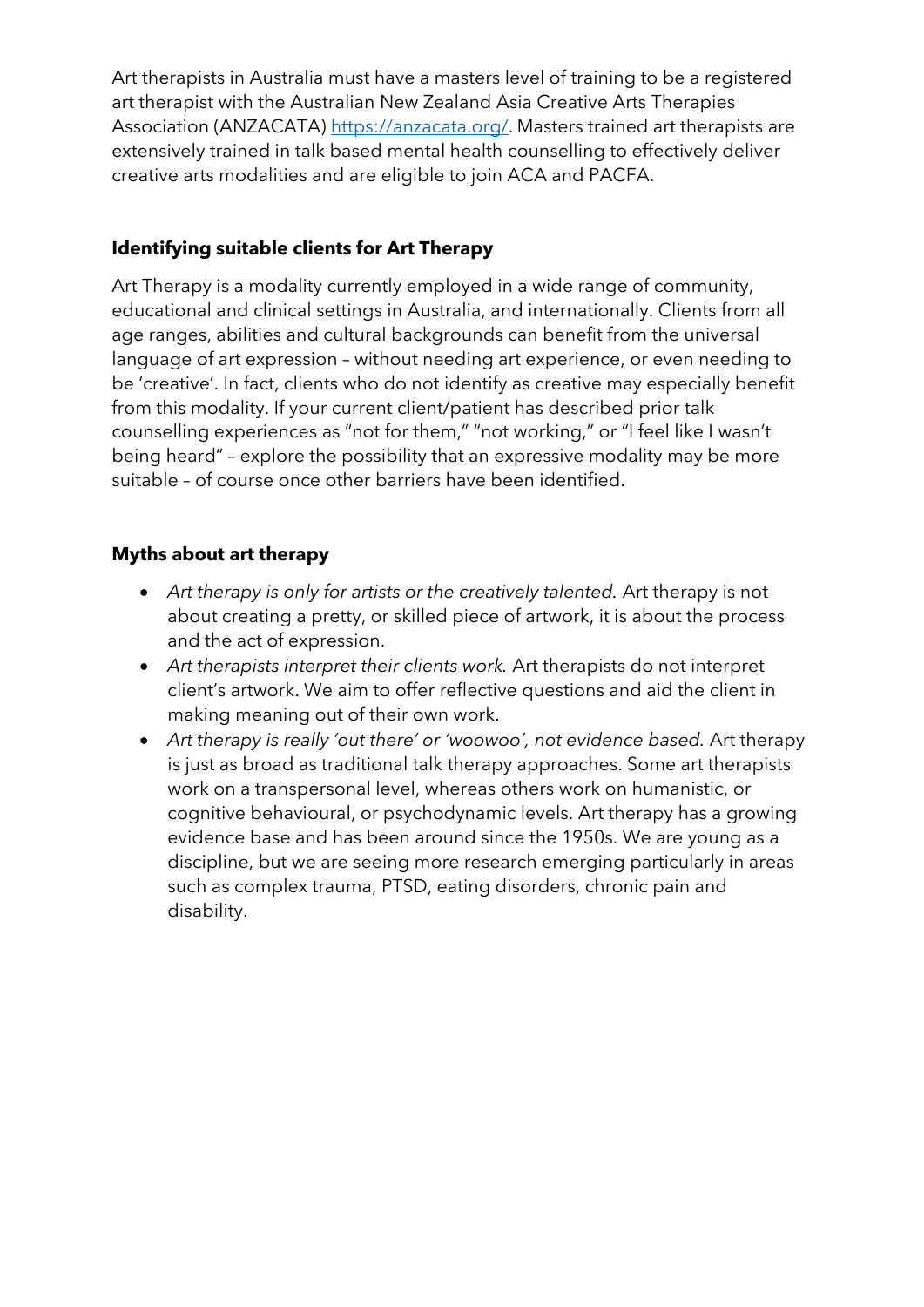Art therapists in Australia must have a masters level of training to be a registered art therapist with the Australian New Zealand Asia Creative Arts Therapies Association (ANZACATA) [https://anzacata.org/](https://anzacata.org/). Masters trained art therapists are extensively trained in talk based mental health counselling to effectively deliver creative arts modalities and are eligible to join ACA and PACFA.

## Identifying suitable clients for Art Therapy

Art Therapy is a modality currently employed in a wide range of community, educational and clinical settings in Australia, and internationally. Clients from all age ranges, abilities and cultural backgrounds can benefit from the universal language of art expression – without needing art experience, or even needing to be 'creative'. In fact, clients who do not identify as creative may especially benefit from this modality. If your current client/patient has described prior talk counselling experiences as "not for them," "not working," or "I feel like I wasn't being heard" – explore the possibility that an expressive modality may be more suitable – of course once other barriers have been identified.

## Myths about art therapy

- *Art therapy is only for artists or the creatively talented.* Art therapy is not about creating a pretty, or skilled piece of artwork, it is about the process and the act of expression.
- *Art therapists interpret their clients work.* Art therapists do not interpret client's artwork. We aim to offer reflective questions and aid the client in making meaning out of their own work.
- *Art therapy is really 'out there' or 'woowoo', not evidence based.* Art therapy is just as broad as traditional talk therapy approaches. Some art therapists work on a transpersonal level, whereas others work on humanistic, or cognitive behavioural, or psychodynamic levels. Art therapy has a growing evidence base and has been around since the 1950s. We are young as a discipline, but we are seeing more research emerging particularly in areas such as complex trauma, PTSD, eating disorders, chronic pain and disability.